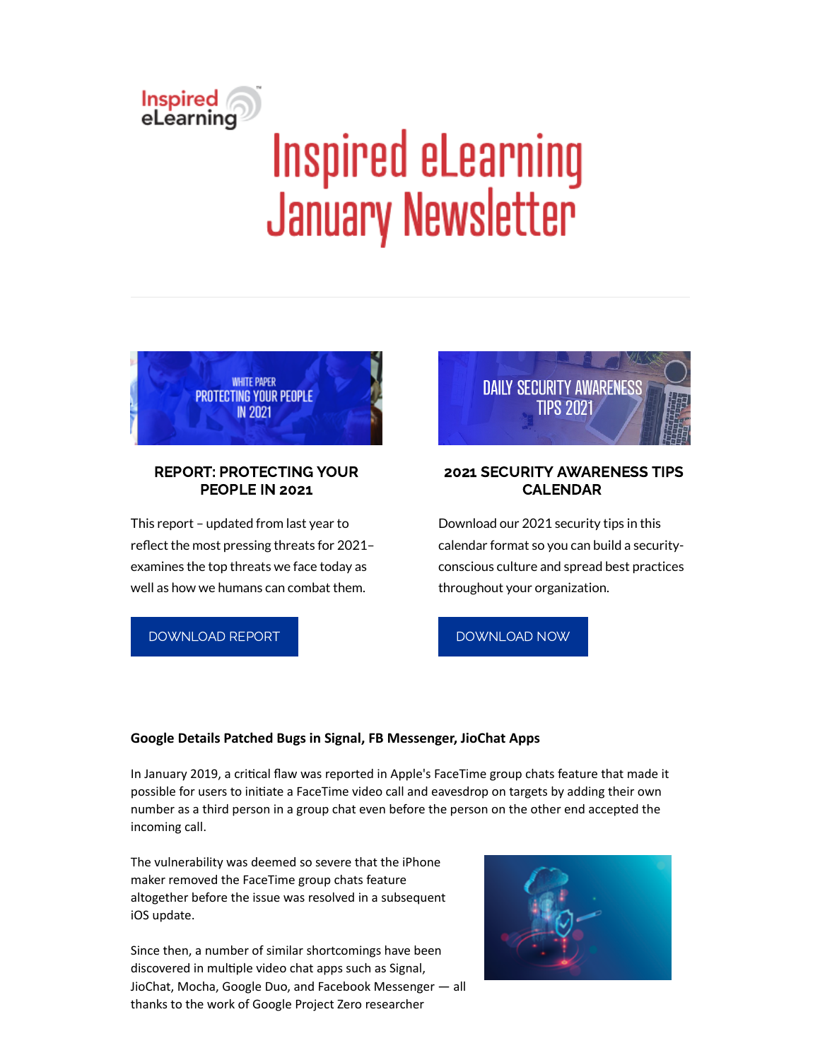# Inspired eLearning January Newsletter

### REPORT: PROTECTING YOUR PEOPLE IN 2021

This report – updated from last year to reflect the most pressing threats for 2021– examines the top threats we face today as well as how we humans can combat them.

DOWNLOAD REPORT

### 2021 SECURITY AWARENESS TIPS CALENDAR

Download our 2021 security tips in this calendar format so you can build a security-conscious culture and spread best practices throughout your organization.

DOWNLOAD NOW

**Google Details Patched Bugs in Signal, FB Messenger, JioChat Apps**

In January 2019, a critical flaw was reported in Apple's FaceTime group chats feature that made it possible for users to initiate a FaceTime video call and eavesdrop on targets by adding their own number as a third person in a group chat even before the person on the other end accepted the incoming call.

The vulnerability was deemed so severe that the iPhone maker removed the FaceTime group chats feature altogether before the issue was resolved in a subsequent iOS update.

Since then, a number of similar shortcomings have been discovered in multiple video chat apps such as Signal, JioChat, Mocha, Google Duo, and Facebook Messenger — all thanks to the work of Google Project Zero researcher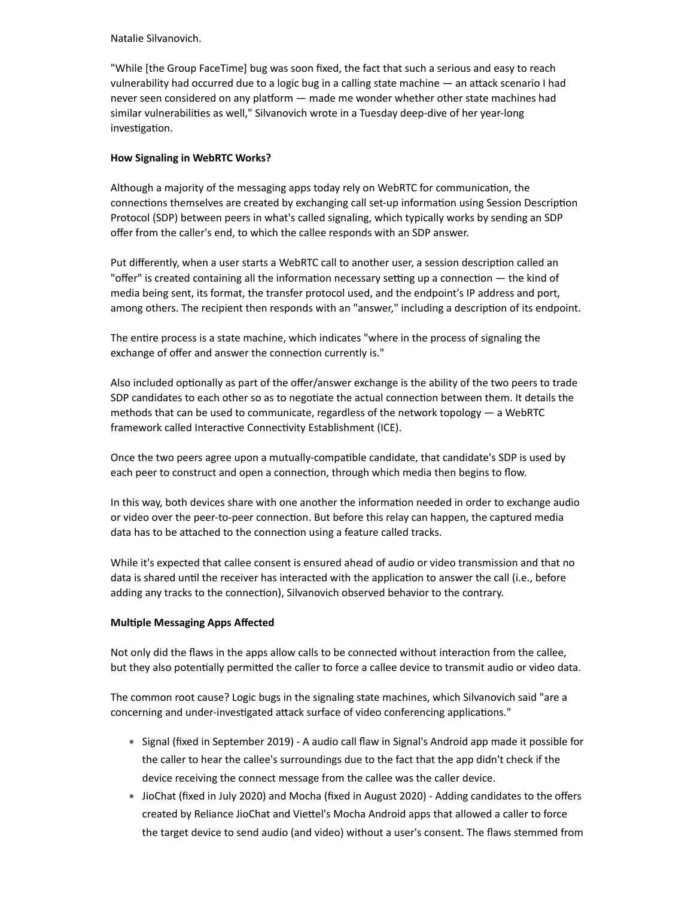Natalie Silvanovich.

"While [the Group FaceTime] bug was soon fixed, the fact that such a serious and easy to reach vulnerability had occurred due to a logic bug in a calling state machine — an attack scenario I had never seen considered on any platform — made me wonder whether other state machines had similar vulnerabilities as well," Silvanovich wrote in a Tuesday deep-dive of her year-long investigation.

**How Signaling in WebRTC Works?**

Although a majority of the messaging apps today rely on WebRTC for communication, the connections themselves are created by exchanging call set-up information using Session Description Protocol (SDP) between peers in what's called signaling, which typically works by sending an SDP offer from the caller's end, to which the callee responds with an SDP answer.

Put differently, when a user starts a WebRTC call to another user, a session description called an "offer" is created containing all the information necessary setting up a connection — the kind of media being sent, its format, the transfer protocol used, and the endpoint's IP address and port, among others. The recipient then responds with an "answer," including a description of its endpoint.

The entire process is a state machine, which indicates "where in the process of signaling the exchange of offer and answer the connection currently is."

Also included optionally as part of the offer/answer exchange is the ability of the two peers to trade SDP candidates to each other so as to negotiate the actual connection between them. It details the methods that can be used to communicate, regardless of the network topology — a WebRTC framework called Interactive Connectivity Establishment (ICE).

Once the two peers agree upon a mutually-compatible candidate, that candidate's SDP is used by each peer to construct and open a connection, through which media then begins to flow.

In this way, both devices share with one another the information needed in order to exchange audio or video over the peer-to-peer connection. But before this relay can happen, the captured media data has to be attached to the connection using a feature called tracks.

While it's expected that callee consent is ensured ahead of audio or video transmission and that no data is shared until the receiver has interacted with the application to answer the call (i.e., before adding any tracks to the connection), Silvanovich observed behavior to the contrary.

**Multiple Messaging Apps Affected**

Not only did the flaws in the apps allow calls to be connected without interaction from the callee, but they also potentially permitted the caller to force a callee device to transmit audio or video data.

The common root cause? Logic bugs in the signaling state machines, which Silvanovich said "are a concerning and under-investigated attack surface of video conferencing applications."

- Signal (fixed in September 2019) - A audio call flaw in Signal's Android app made it possible for the caller to hear the callee's surroundings due to the fact that the app didn't check if the device receiving the connect message from the callee was the caller device.
- JioChat (fixed in July 2020) and Mocha (fixed in August 2020) - Adding candidates to the offers created by Reliance JioChat and Viettel's Mocha Android apps that allowed a caller to force the target device to send audio (and video) without a user's consent. The flaws stemmed from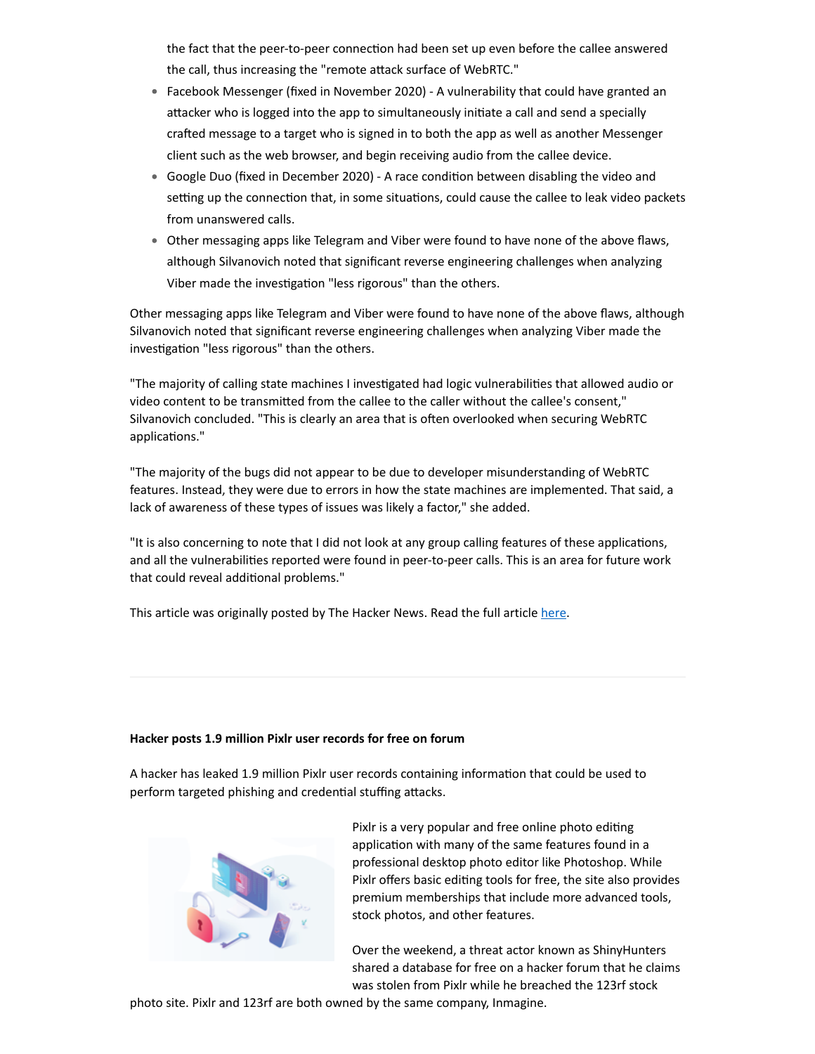the fact that the peer-to-peer connection had been set up even before the callee answered the call, thus increasing the "remote attack surface of WebRTC."

- Facebook Messenger (fixed in November 2020) - A vulnerability that could have granted an attacker who is logged into the app to simultaneously initiate a call and send a specially crafted message to a target who is signed in to both the app as well as another Messenger client such as the web browser, and begin receiving audio from the callee device.
- Google Duo (fixed in December 2020) - A race condition between disabling the video and setting up the connection that, in some situations, could cause the callee to leak video packets from unanswered calls.
- Other messaging apps like Telegram and Viber were found to have none of the above flaws, although Silvanovich noted that significant reverse engineering challenges when analyzing Viber made the investigation "less rigorous" than the others.

Other messaging apps like Telegram and Viber were found to have none of the above flaws, although Silvanovich noted that significant reverse engineering challenges when analyzing Viber made the investigation "less rigorous" than the others.

"The majority of calling state machines I investigated had logic vulnerabilities that allowed audio or video content to be transmitted from the callee to the caller without the callee's consent," Silvanovich concluded. "This is clearly an area that is often overlooked when securing WebRTC applications."

"The majority of the bugs did not appear to be due to developer misunderstanding of WebRTC features. Instead, they were due to errors in how the state machines are implemented. That said, a lack of awareness of these types of issues was likely a factor," she added.

"It is also concerning to note that I did not look at any group calling features of these applications, and all the vulnerabilities reported were found in peer-to-peer calls. This is an area for future work that could reveal additional problems."

This article was originally posted by The Hacker News. Read the full article [here](#).

---

**Hacker posts 1.9 million Pixlr user records for free on forum**

A hacker has leaked 1.9 million Pixlr user records containing information that could be used to perform targeted phishing and credential stuffing attacks.

Pixlr is a very popular and free online photo editing application with many of the same features found in a professional desktop photo editor like Photoshop. While Pixlr offers basic editing tools for free, the site also provides premium memberships that include more advanced tools, stock photos, and other features.

Over the weekend, a threat actor known as ShinyHunters shared a database for free on a hacker forum that he claims was stolen from Pixlr while he breached the 123rf stock photo site. Pixlr and 123rf are both owned by the same company, Inmagine.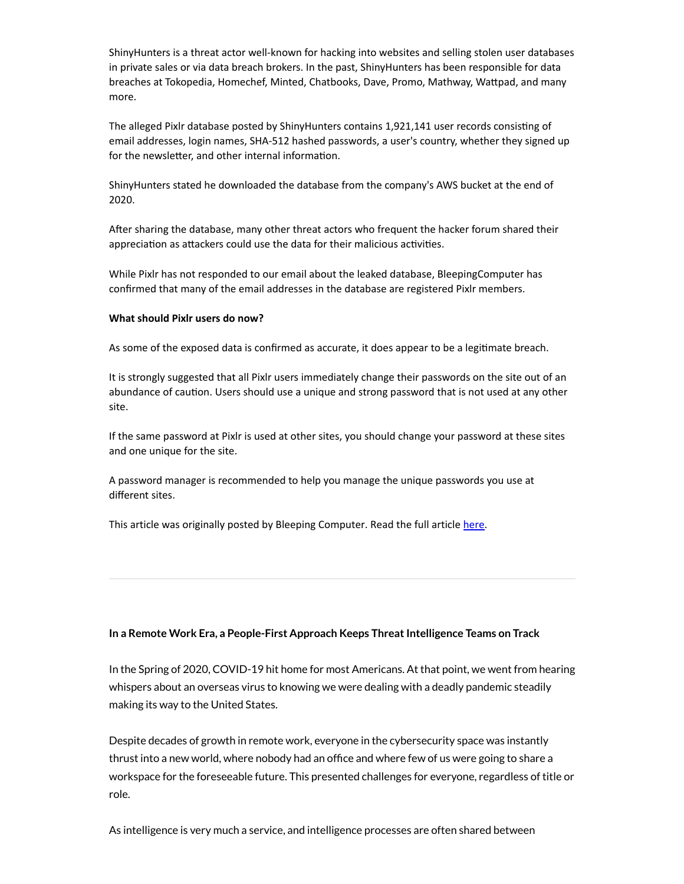ShinyHunters is a threat actor well-known for hacking into websites and selling stolen user databases in private sales or via data breach brokers. In the past, ShinyHunters has been responsible for data breaches at Tokopedia, Homechef, Minted, Chatbooks, Dave, Promo, Mathway, Wattpad, and many more.

The alleged Pixlr database posted by ShinyHunters contains 1,921,141 user records consisting of email addresses, login names, SHA-512 hashed passwords, a user's country, whether they signed up for the newsletter, and other internal information.

ShinyHunters stated he downloaded the database from the company's AWS bucket at the end of 2020.

After sharing the database, many other threat actors who frequent the hacker forum shared their appreciation as attackers could use the data for their malicious activities.

While Pixlr has not responded to our email about the leaked database, BleepingComputer has confirmed that many of the email addresses in the database are registered Pixlr members.

**What should Pixlr users do now?**

As some of the exposed data is confirmed as accurate, it does appear to be a legitimate breach.

It is strongly suggested that all Pixlr users immediately change their passwords on the site out of an abundance of caution. Users should use a unique and strong password that is not used at any other site.

If the same password at Pixlr is used at other sites, you should change your password at these sites and one unique for the site.

A password manager is recommended to help you manage the unique passwords you use at different sites.

This article was originally posted by Bleeping Computer. Read the full article here.

---

**In a Remote Work Era, a People-First Approach Keeps Threat Intelligence Teams on Track**

In the Spring of 2020, COVID-19 hit home for most Americans. At that point, we went from hearing whispers about an overseas virus to knowing we were dealing with a deadly pandemic steadily making its way to the United States.

Despite decades of growth in remote work, everyone in the cybersecurity space was instantly thrust into a new world, where nobody had an office and where few of us were going to share a workspace for the foreseeable future. This presented challenges for everyone, regardless of title or role.

As intelligence is very much a service, and intelligence processes are often shared between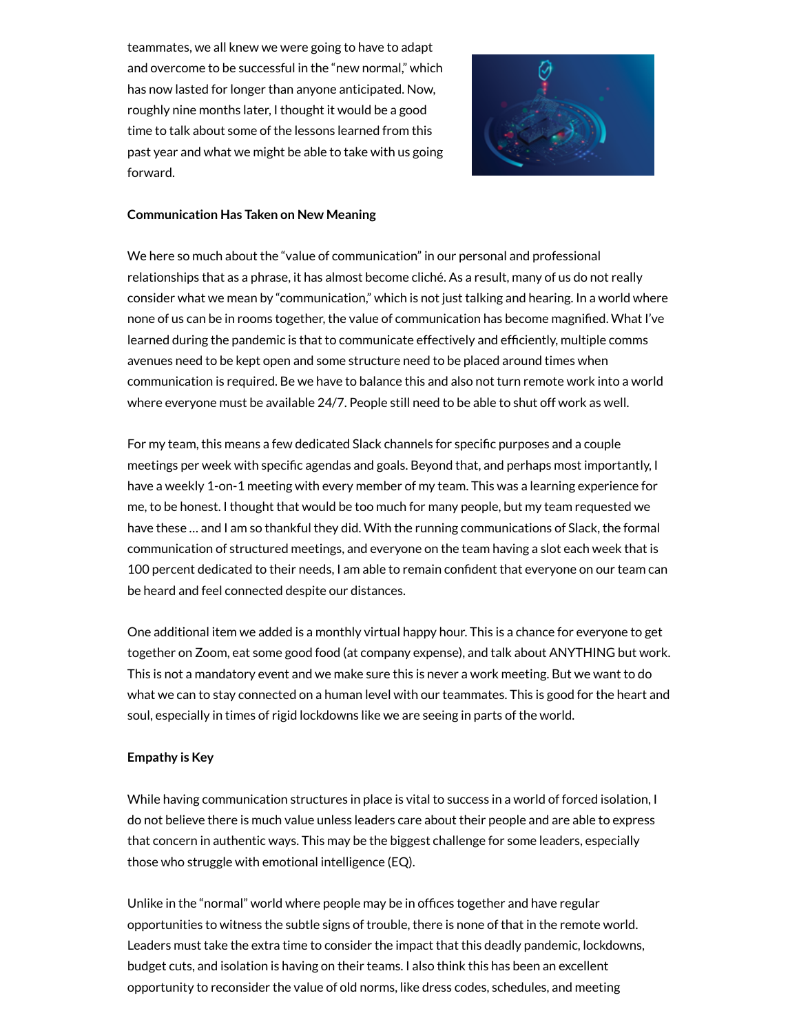teammates, we all knew we were going to have to adapt and overcome to be successful in the "new normal," which has now lasted for longer than anyone anticipated. Now, roughly nine months later, I thought it would be a good time to talk about some of the lessons learned from this past year and what we might be able to take with us going forward.

**Communication Has Taken on New Meaning**

We here so much about the "value of communication" in our personal and professional relationships that as a phrase, it has almost become cliché. As a result, many of us do not really consider what we mean by "communication," which is not just talking and hearing. In a world where none of us can be in rooms together, the value of communication has become magnified. What I've learned during the pandemic is that to communicate effectively and efficiently, multiple comms avenues need to be kept open and some structure need to be placed around times when communication is required. Be we have to balance this and also not turn remote work into a world where everyone must be available 24/7. People still need to be able to shut off work as well.

For my team, this means a few dedicated Slack channels for specific purposes and a couple meetings per week with specific agendas and goals. Beyond that, and perhaps most importantly, I have a weekly 1-on-1 meeting with every member of my team. This was a learning experience for me, to be honest. I thought that would be too much for many people, but my team requested we have these … and I am so thankful they did. With the running communications of Slack, the formal communication of structured meetings, and everyone on the team having a slot each week that is 100 percent dedicated to their needs, I am able to remain confident that everyone on our team can be heard and feel connected despite our distances.

One additional item we added is a monthly virtual happy hour. This is a chance for everyone to get together on Zoom, eat some good food (at company expense), and talk about ANYTHING but work. This is not a mandatory event and we make sure this is never a work meeting. But we want to do what we can to stay connected on a human level with our teammates. This is good for the heart and soul, especially in times of rigid lockdowns like we are seeing in parts of the world.

**Empathy is Key**

While having communication structures in place is vital to success in a world of forced isolation, I do not believe there is much value unless leaders care about their people and are able to express that concern in authentic ways. This may be the biggest challenge for some leaders, especially those who struggle with emotional intelligence (EQ).

Unlike in the "normal" world where people may be in offices together and have regular opportunities to witness the subtle signs of trouble, there is none of that in the remote world. Leaders must take the extra time to consider the impact that this deadly pandemic, lockdowns, budget cuts, and isolation is having on their teams. I also think this has been an excellent opportunity to reconsider the value of old norms, like dress codes, schedules, and meeting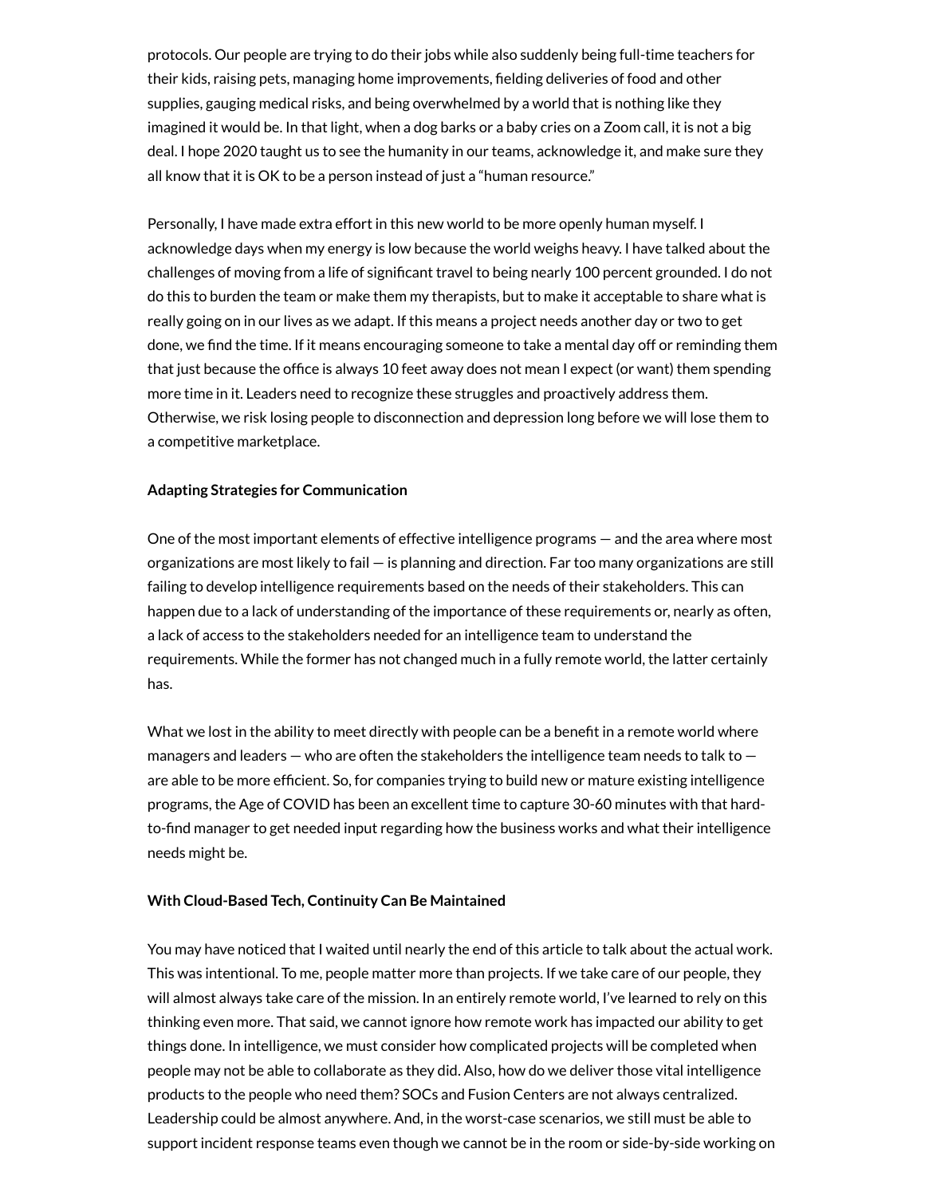protocols. Our people are trying to do their jobs while also suddenly being full-time teachers for their kids, raising pets, managing home improvements, fielding deliveries of food and other supplies, gauging medical risks, and being overwhelmed by a world that is nothing like they imagined it would be. In that light, when a dog barks or a baby cries on a Zoom call, it is not a big deal. I hope 2020 taught us to see the humanity in our teams, acknowledge it, and make sure they all know that it is OK to be a person instead of just a "human resource."

Personally, I have made extra effort in this new world to be more openly human myself. I acknowledge days when my energy is low because the world weighs heavy. I have talked about the challenges of moving from a life of significant travel to being nearly 100 percent grounded. I do not do this to burden the team or make them my therapists, but to make it acceptable to share what is really going on in our lives as we adapt. If this means a project needs another day or two to get done, we find the time. If it means encouraging someone to take a mental day off or reminding them that just because the office is always 10 feet away does not mean I expect (or want) them spending more time in it. Leaders need to recognize these struggles and proactively address them. Otherwise, we risk losing people to disconnection and depression long before we will lose them to a competitive marketplace.

**Adapting Strategies for Communication**

One of the most important elements of effective intelligence programs — and the area where most organizations are most likely to fail — is planning and direction. Far too many organizations are still failing to develop intelligence requirements based on the needs of their stakeholders. This can happen due to a lack of understanding of the importance of these requirements or, nearly as often, a lack of access to the stakeholders needed for an intelligence team to understand the requirements. While the former has not changed much in a fully remote world, the latter certainly has.

What we lost in the ability to meet directly with people can be a benefit in a remote world where managers and leaders — who are often the stakeholders the intelligence team needs to talk to — are able to be more efficient. So, for companies trying to build new or mature existing intelligence programs, the Age of COVID has been an excellent time to capture 30-60 minutes with that hard-to-find manager to get needed input regarding how the business works and what their intelligence needs might be.

**With Cloud-Based Tech, Continuity Can Be Maintained**

You may have noticed that I waited until nearly the end of this article to talk about the actual work. This was intentional. To me, people matter more than projects. If we take care of our people, they will almost always take care of the mission. In an entirely remote world, I've learned to rely on this thinking even more. That said, we cannot ignore how remote work has impacted our ability to get things done. In intelligence, we must consider how complicated projects will be completed when people may not be able to collaborate as they did. Also, how do we deliver those vital intelligence products to the people who need them? SOCs and Fusion Centers are not always centralized. Leadership could be almost anywhere. And, in the worst-case scenarios, we still must be able to support incident response teams even though we cannot be in the room or side-by-side working on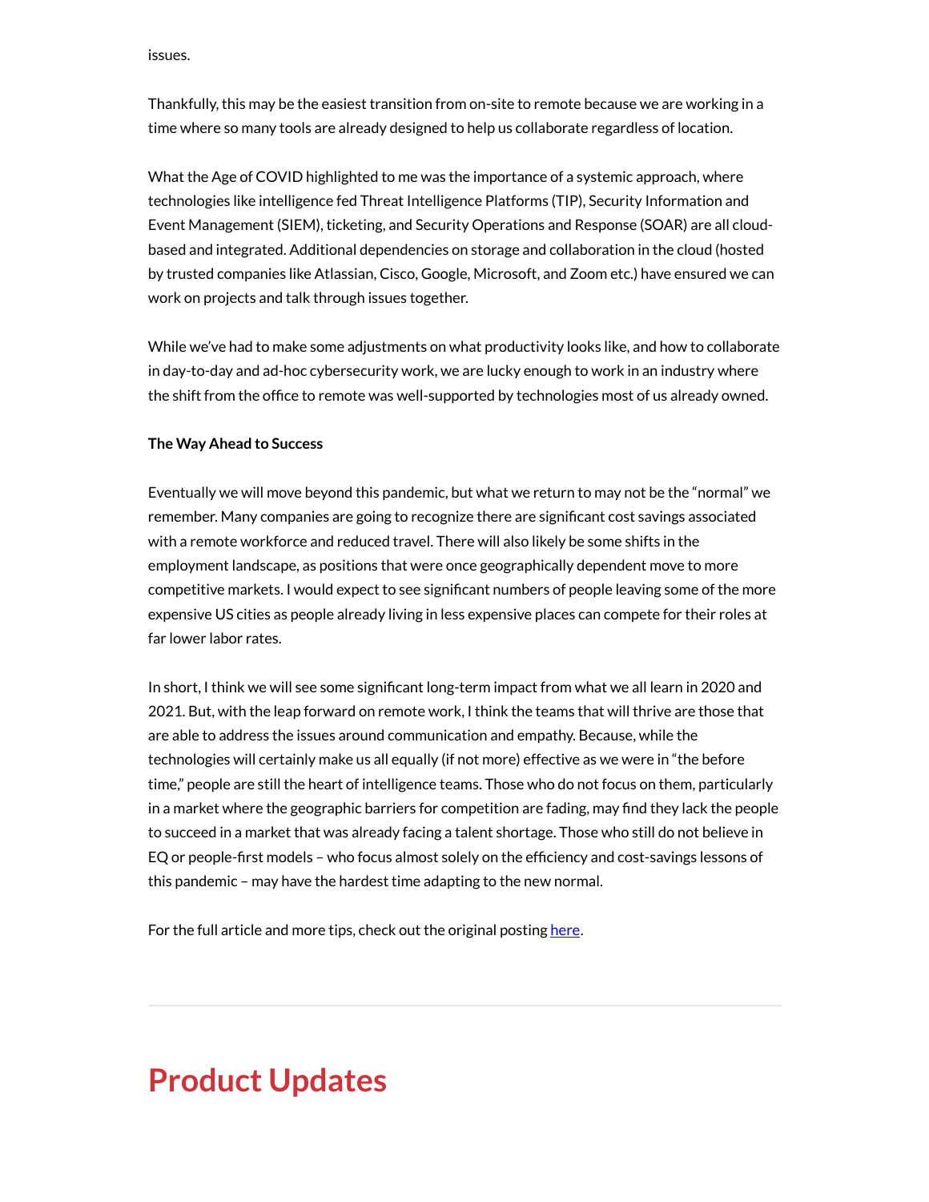issues.

Thankfully, this may be the easiest transition from on-site to remote because we are working in a time where so many tools are already designed to help us collaborate regardless of location.

What the Age of COVID highlighted to me was the importance of a systemic approach, where technologies like intelligence fed Threat Intelligence Platforms (TIP), Security Information and Event Management (SIEM), ticketing, and Security Operations and Response (SOAR) are all cloud-based and integrated. Additional dependencies on storage and collaboration in the cloud (hosted by trusted companies like Atlassian, Cisco, Google, Microsoft, and Zoom etc.) have ensured we can work on projects and talk through issues together.

While we've had to make some adjustments on what productivity looks like, and how to collaborate in day-to-day and ad-hoc cybersecurity work, we are lucky enough to work in an industry where the shift from the office to remote was well-supported by technologies most of us already owned.

**The Way Ahead to Success**

Eventually we will move beyond this pandemic, but what we return to may not be the "normal" we remember. Many companies are going to recognize there are significant cost savings associated with a remote workforce and reduced travel. There will also likely be some shifts in the employment landscape, as positions that were once geographically dependent move to more competitive markets. I would expect to see significant numbers of people leaving some of the more expensive US cities as people already living in less expensive places can compete for their roles at far lower labor rates.

In short, I think we will see some significant long-term impact from what we all learn in 2020 and 2021. But, with the leap forward on remote work, I think the teams that will thrive are those that are able to address the issues around communication and empathy. Because, while the technologies will certainly make us all equally (if not more) effective as we were in "the before time," people are still the heart of intelligence teams. Those who do not focus on them, particularly in a market where the geographic barriers for competition are fading, may find they lack the people to succeed in a market that was already facing a talent shortage. Those who still do not believe in EQ or people-first models – who focus almost solely on the efficiency and cost-savings lessons of this pandemic – may have the hardest time adapting to the new normal.

For the full article and more tips, check out the original posting here.

---

# Product Updates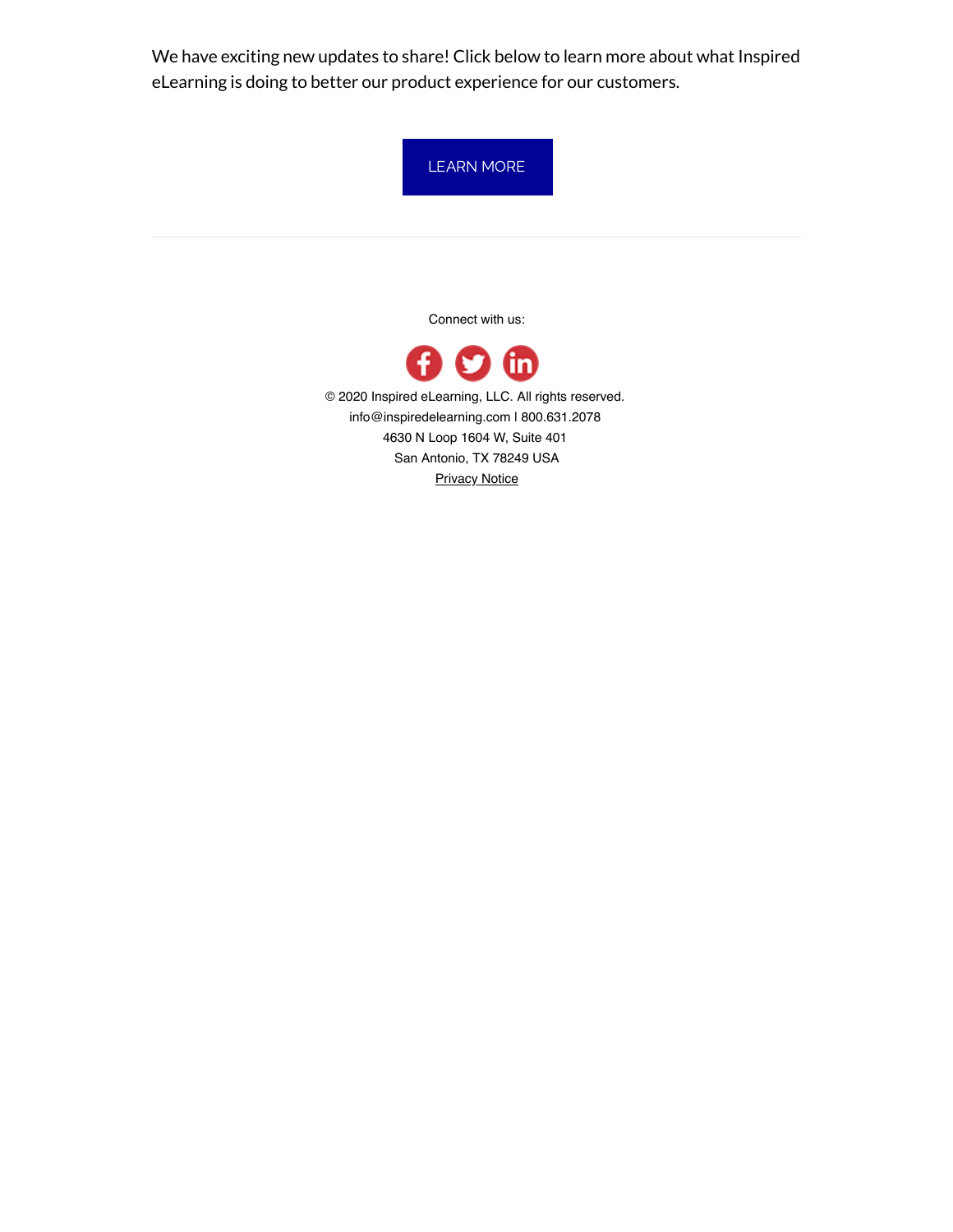We have exciting new updates to share! Click below to learn more about what Inspired eLearning is doing to better our product experience for our customers.

LEARN MORE

---

Connect with us:

© 2020 Inspired eLearning, LLC. All rights reserved.
info@inspiredelearning.com | 800.631.2078
4630 N Loop 1604 W, Suite 401
San Antonio, TX 78249 USA
Privacy Notice